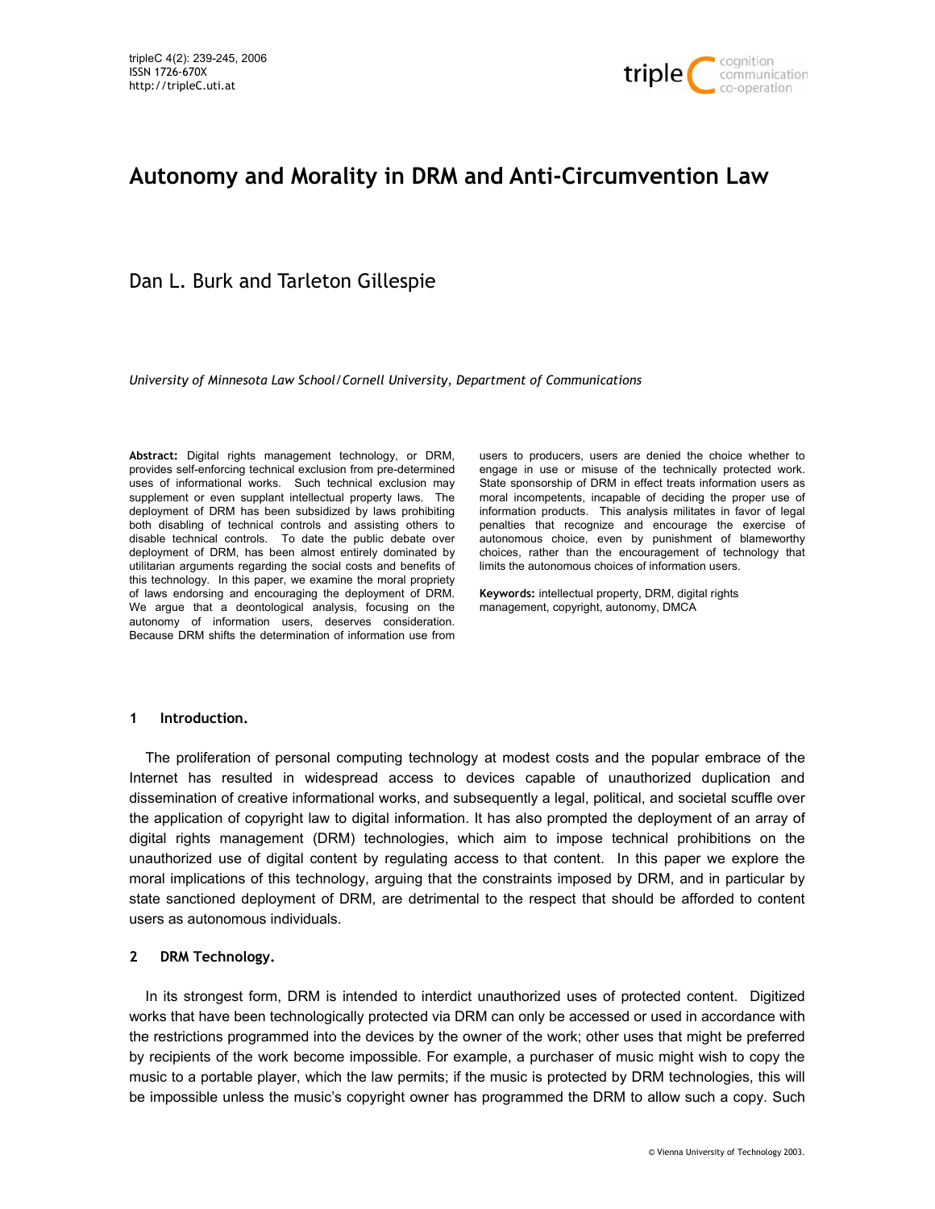# Autonomy and Morality in DRM and Anti-Circumvention Law

Dan L. Burk and Tarleton Gillespie

*University of Minnesota Law School/Cornell University, Department of Communications*

**Abstract:** Digital rights management technology, or DRM, provides self-enforcing technical exclusion from pre-determined uses of informational works. Such technical exclusion may supplement or even supplant intellectual property laws. The deployment of DRM has been subsidized by laws prohibiting both disabling of technical controls and assisting others to disable technical controls. To date the public debate over deployment of DRM, has been almost entirely dominated by utilitarian arguments regarding the social costs and benefits of this technology. In this paper, we examine the moral propriety of laws endorsing and encouraging the deployment of DRM. We argue that a deontological analysis, focusing on the autonomy of information users, deserves consideration. Because DRM shifts the determination of information use from users to producers, users are denied the choice whether to engage in use or misuse of the technically protected work. State sponsorship of DRM in effect treats information users as moral incompetents, incapable of deciding the proper use of information products. This analysis militates in favor of legal penalties that recognize and encourage the exercise of autonomous choice, even by punishment of blameworthy choices, rather than the encouragement of technology that limits the autonomous choices of information users.

**Keywords:** intellectual property, DRM, digital rights management, copyright, autonomy, DMCA

## 1 Introduction.

The proliferation of personal computing technology at modest costs and the popular embrace of the Internet has resulted in widespread access to devices capable of unauthorized duplication and dissemination of creative informational works, and subsequently a legal, political, and societal scuffle over the application of copyright law to digital information. It has also prompted the deployment of an array of digital rights management (DRM) technologies, which aim to impose technical prohibitions on the unauthorized use of digital content by regulating access to that content. In this paper we explore the moral implications of this technology, arguing that the constraints imposed by DRM, and in particular by state sanctioned deployment of DRM, are detrimental to the respect that should be afforded to content users as autonomous individuals.

## 2 DRM Technology.

In its strongest form, DRM is intended to interdict unauthorized uses of protected content. Digitized works that have been technologically protected via DRM can only be accessed or used in accordance with the restrictions programmed into the devices by the owner of the work; other uses that might be preferred by recipients of the work become impossible. For example, a purchaser of music might wish to copy the music to a portable player, which the law permits; if the music is protected by DRM technologies, this will be impossible unless the music's copyright owner has programmed the DRM to allow such a copy. Such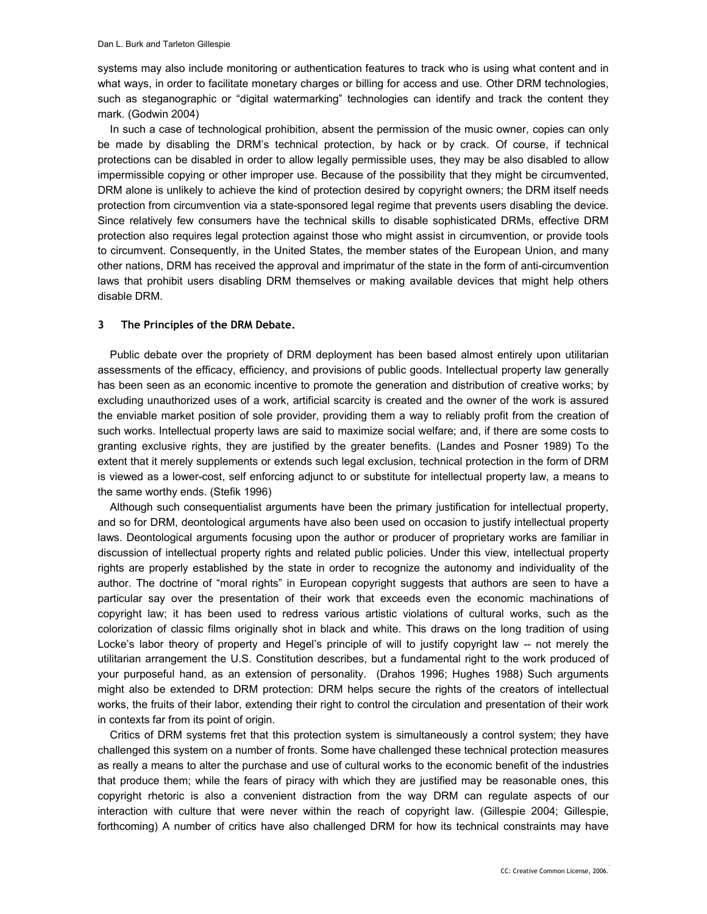systems may also include monitoring or authentication features to track who is using what content and in what ways, in order to facilitate monetary charges or billing for access and use. Other DRM technologies, such as steganographic or "digital watermarking" technologies can identify and track the content they mark. (Godwin 2004)

In such a case of technological prohibition, absent the permission of the music owner, copies can only be made by disabling the DRM's technical protection, by hack or by crack. Of course, if technical protections can be disabled in order to allow legally permissible uses, they may be also disabled to allow impermissible copying or other improper use. Because of the possibility that they might be circumvented, DRM alone is unlikely to achieve the kind of protection desired by copyright owners; the DRM itself needs protection from circumvention via a state-sponsored legal regime that prevents users disabling the device. Since relatively few consumers have the technical skills to disable sophisticated DRMs, effective DRM protection also requires legal protection against those who might assist in circumvention, or provide tools to circumvent. Consequently, in the United States, the member states of the European Union, and many other nations, DRM has received the approval and imprimatur of the state in the form of anti-circumvention laws that prohibit users disabling DRM themselves or making available devices that might help others disable DRM.

## 3 The Principles of the DRM Debate.

Public debate over the propriety of DRM deployment has been based almost entirely upon utilitarian assessments of the efficacy, efficiency, and provisions of public goods. Intellectual property law generally has been seen as an economic incentive to promote the generation and distribution of creative works; by excluding unauthorized uses of a work, artificial scarcity is created and the owner of the work is assured the enviable market position of sole provider, providing them a way to reliably profit from the creation of such works. Intellectual property laws are said to maximize social welfare; and, if there are some costs to granting exclusive rights, they are justified by the greater benefits. (Landes and Posner 1989) To the extent that it merely supplements or extends such legal exclusion, technical protection in the form of DRM is viewed as a lower-cost, self enforcing adjunct to or substitute for intellectual property law, a means to the same worthy ends. (Stefik 1996)

Although such consequentialist arguments have been the primary justification for intellectual property, and so for DRM, deontological arguments have also been used on occasion to justify intellectual property laws. Deontological arguments focusing upon the author or producer of proprietary works are familiar in discussion of intellectual property rights and related public policies. Under this view, intellectual property rights are properly established by the state in order to recognize the autonomy and individuality of the author. The doctrine of "moral rights" in European copyright suggests that authors are seen to have a particular say over the presentation of their work that exceeds even the economic machinations of copyright law; it has been used to redress various artistic violations of cultural works, such as the colorization of classic films originally shot in black and white. This draws on the long tradition of using Locke's labor theory of property and Hegel's principle of will to justify copyright law -- not merely the utilitarian arrangement the U.S. Constitution describes, but a fundamental right to the work produced of your purposeful hand, as an extension of personality. (Drahos 1996; Hughes 1988) Such arguments might also be extended to DRM protection: DRM helps secure the rights of the creators of intellectual works, the fruits of their labor, extending their right to control the circulation and presentation of their work in contexts far from its point of origin.

Critics of DRM systems fret that this protection system is simultaneously a control system; they have challenged this system on a number of fronts. Some have challenged these technical protection measures as really a means to alter the purchase and use of cultural works to the economic benefit of the industries that produce them; while the fears of piracy with which they are justified may be reasonable ones, this copyright rhetoric is also a convenient distraction from the way DRM can regulate aspects of our interaction with culture that were never within the reach of copyright law. (Gillespie 2004; Gillespie, forthcoming) A number of critics have also challenged DRM for how its technical constraints may have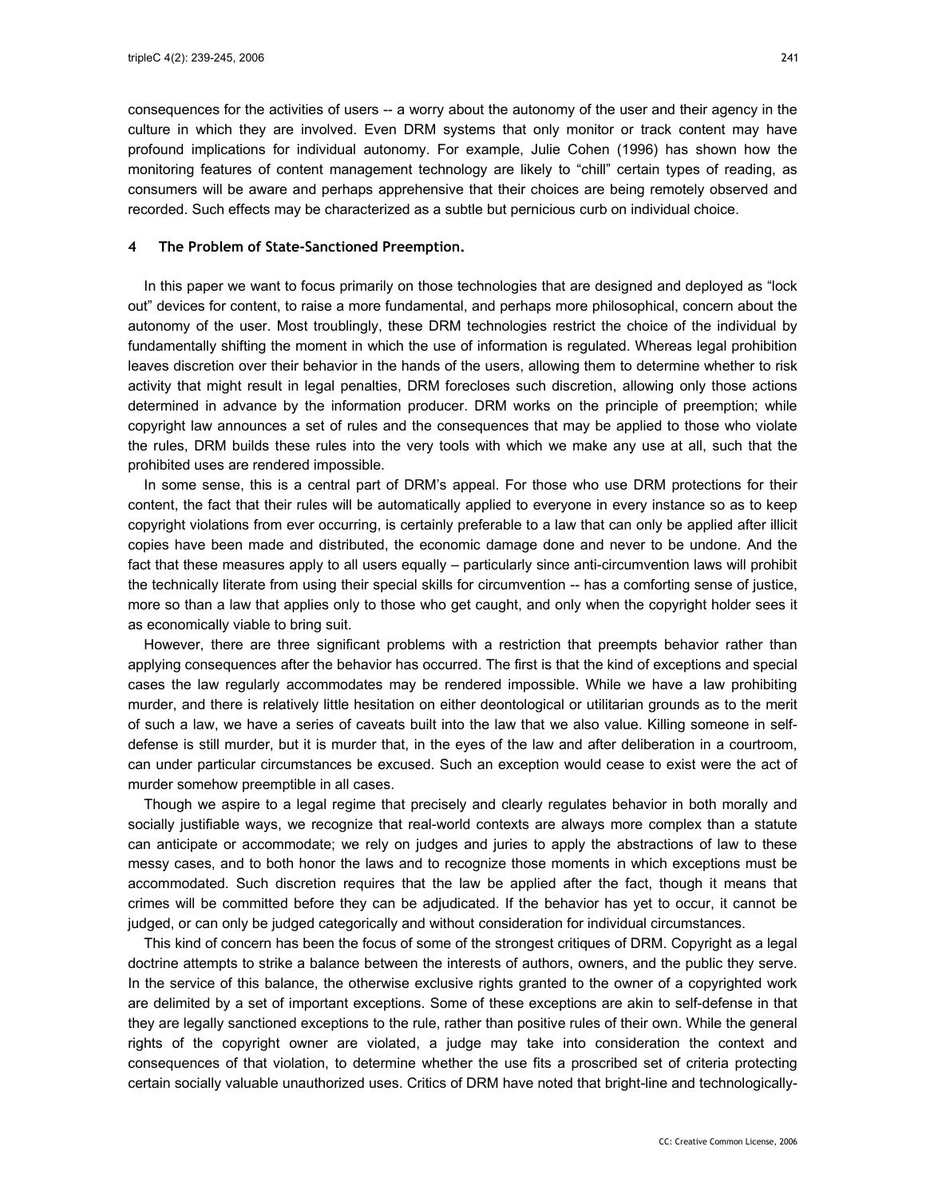consequences for the activities of users -- a worry about the autonomy of the user and their agency in the culture in which they are involved. Even DRM systems that only monitor or track content may have profound implications for individual autonomy. For example, Julie Cohen (1996) has shown how the monitoring features of content management technology are likely to "chill" certain types of reading, as consumers will be aware and perhaps apprehensive that their choices are being remotely observed and recorded. Such effects may be characterized as a subtle but pernicious curb on individual choice.

## 4 The Problem of State-Sanctioned Preemption.

In this paper we want to focus primarily on those technologies that are designed and deployed as "lock out" devices for content, to raise a more fundamental, and perhaps more philosophical, concern about the autonomy of the user. Most troublingly, these DRM technologies restrict the choice of the individual by fundamentally shifting the moment in which the use of information is regulated. Whereas legal prohibition leaves discretion over their behavior in the hands of the users, allowing them to determine whether to risk activity that might result in legal penalties, DRM forecloses such discretion, allowing only those actions determined in advance by the information producer. DRM works on the principle of preemption; while copyright law announces a set of rules and the consequences that may be applied to those who violate the rules, DRM builds these rules into the very tools with which we make any use at all, such that the prohibited uses are rendered impossible.

In some sense, this is a central part of DRM's appeal. For those who use DRM protections for their content, the fact that their rules will be automatically applied to everyone in every instance so as to keep copyright violations from ever occurring, is certainly preferable to a law that can only be applied after illicit copies have been made and distributed, the economic damage done and never to be undone. And the fact that these measures apply to all users equally – particularly since anti-circumvention laws will prohibit the technically literate from using their special skills for circumvention -- has a comforting sense of justice, more so than a law that applies only to those who get caught, and only when the copyright holder sees it as economically viable to bring suit.

However, there are three significant problems with a restriction that preempts behavior rather than applying consequences after the behavior has occurred. The first is that the kind of exceptions and special cases the law regularly accommodates may be rendered impossible. While we have a law prohibiting murder, and there is relatively little hesitation on either deontological or utilitarian grounds as to the merit of such a law, we have a series of caveats built into the law that we also value. Killing someone in self-defense is still murder, but it is murder that, in the eyes of the law and after deliberation in a courtroom, can under particular circumstances be excused. Such an exception would cease to exist were the act of murder somehow preemptible in all cases.

Though we aspire to a legal regime that precisely and clearly regulates behavior in both morally and socially justifiable ways, we recognize that real-world contexts are always more complex than a statute can anticipate or accommodate; we rely on judges and juries to apply the abstractions of law to these messy cases, and to both honor the laws and to recognize those moments in which exceptions must be accommodated. Such discretion requires that the law be applied after the fact, though it means that crimes will be committed before they can be adjudicated. If the behavior has yet to occur, it cannot be judged, or can only be judged categorically and without consideration for individual circumstances.

This kind of concern has been the focus of some of the strongest critiques of DRM. Copyright as a legal doctrine attempts to strike a balance between the interests of authors, owners, and the public they serve. In the service of this balance, the otherwise exclusive rights granted to the owner of a copyrighted work are delimited by a set of important exceptions. Some of these exceptions are akin to self-defense in that they are legally sanctioned exceptions to the rule, rather than positive rules of their own. While the general rights of the copyright owner are violated, a judge may take into consideration the context and consequences of that violation, to determine whether the use fits a proscribed set of criteria protecting certain socially valuable unauthorized uses. Critics of DRM have noted that bright-line and technologically-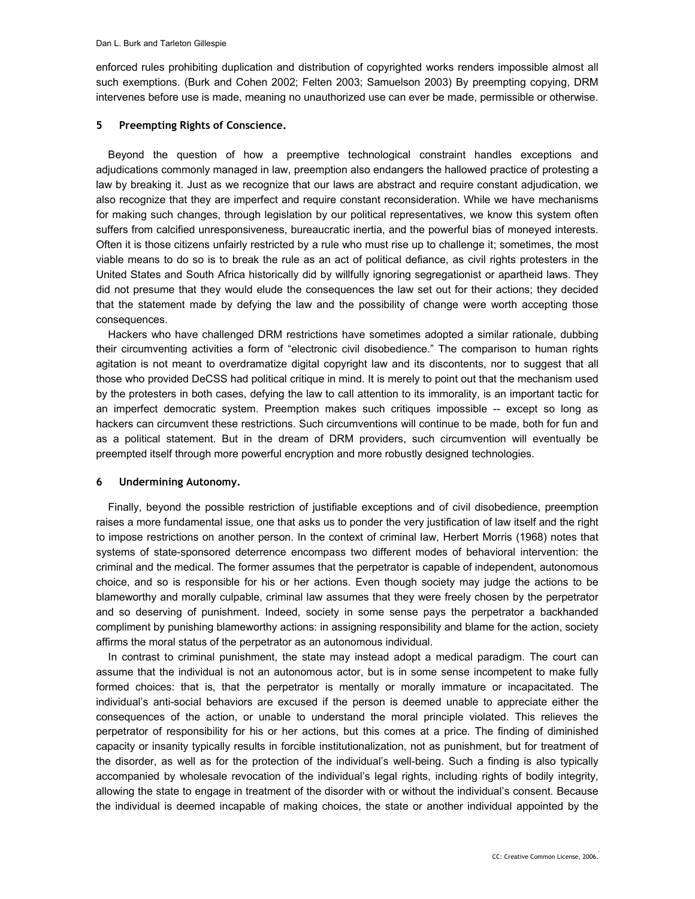enforced rules prohibiting duplication and distribution of copyrighted works renders impossible almost all such exemptions. (Burk and Cohen 2002; Felten 2003; Samuelson 2003) By preempting copying, DRM intervenes before use is made, meaning no unauthorized use can ever be made, permissible or otherwise.

## 5 Preempting Rights of Conscience.

Beyond the question of how a preemptive technological constraint handles exceptions and adjudications commonly managed in law, preemption also endangers the hallowed practice of protesting a law by breaking it. Just as we recognize that our laws are abstract and require constant adjudication, we also recognize that they are imperfect and require constant reconsideration. While we have mechanisms for making such changes, through legislation by our political representatives, we know this system often suffers from calcified unresponsiveness, bureaucratic inertia, and the powerful bias of moneyed interests. Often it is those citizens unfairly restricted by a rule who must rise up to challenge it; sometimes, the most viable means to do so is to break the rule as an act of political defiance, as civil rights protesters in the United States and South Africa historically did by willfully ignoring segregationist or apartheid laws. They did not presume that they would elude the consequences the law set out for their actions; they decided that the statement made by defying the law and the possibility of change were worth accepting those consequences.

Hackers who have challenged DRM restrictions have sometimes adopted a similar rationale, dubbing their circumventing activities a form of "electronic civil disobedience." The comparison to human rights agitation is not meant to overdramatize digital copyright law and its discontents, nor to suggest that all those who provided DeCSS had political critique in mind. It is merely to point out that the mechanism used by the protesters in both cases, defying the law to call attention to its immorality, is an important tactic for an imperfect democratic system. Preemption makes such critiques impossible -- except so long as hackers can circumvent these restrictions. Such circumventions will continue to be made, both for fun and as a political statement. But in the dream of DRM providers, such circumvention will eventually be preempted itself through more powerful encryption and more robustly designed technologies.

## 6 Undermining Autonomy.

Finally, beyond the possible restriction of justifiable exceptions and of civil disobedience, preemption raises a more fundamental issue, one that asks us to ponder the very justification of law itself and the right to impose restrictions on another person. In the context of criminal law, Herbert Morris (1968) notes that systems of state-sponsored deterrence encompass two different modes of behavioral intervention: the criminal and the medical. The former assumes that the perpetrator is capable of independent, autonomous choice, and so is responsible for his or her actions. Even though society may judge the actions to be blameworthy and morally culpable, criminal law assumes that they were freely chosen by the perpetrator and so deserving of punishment. Indeed, society in some sense pays the perpetrator a backhanded compliment by punishing blameworthy actions: in assigning responsibility and blame for the action, society affirms the moral status of the perpetrator as an autonomous individual.

In contrast to criminal punishment, the state may instead adopt a medical paradigm. The court can assume that the individual is not an autonomous actor, but is in some sense incompetent to make fully formed choices: that is, that the perpetrator is mentally or morally immature or incapacitated. The individual's anti-social behaviors are excused if the person is deemed unable to appreciate either the consequences of the action, or unable to understand the moral principle violated. This relieves the perpetrator of responsibility for his or her actions, but this comes at a price. The finding of diminished capacity or insanity typically results in forcible institutionalization, not as punishment, but for treatment of the disorder, as well as for the protection of the individual's well-being. Such a finding is also typically accompanied by wholesale revocation of the individual's legal rights, including rights of bodily integrity, allowing the state to engage in treatment of the disorder with or without the individual's consent. Because the individual is deemed incapable of making choices, the state or another individual appointed by the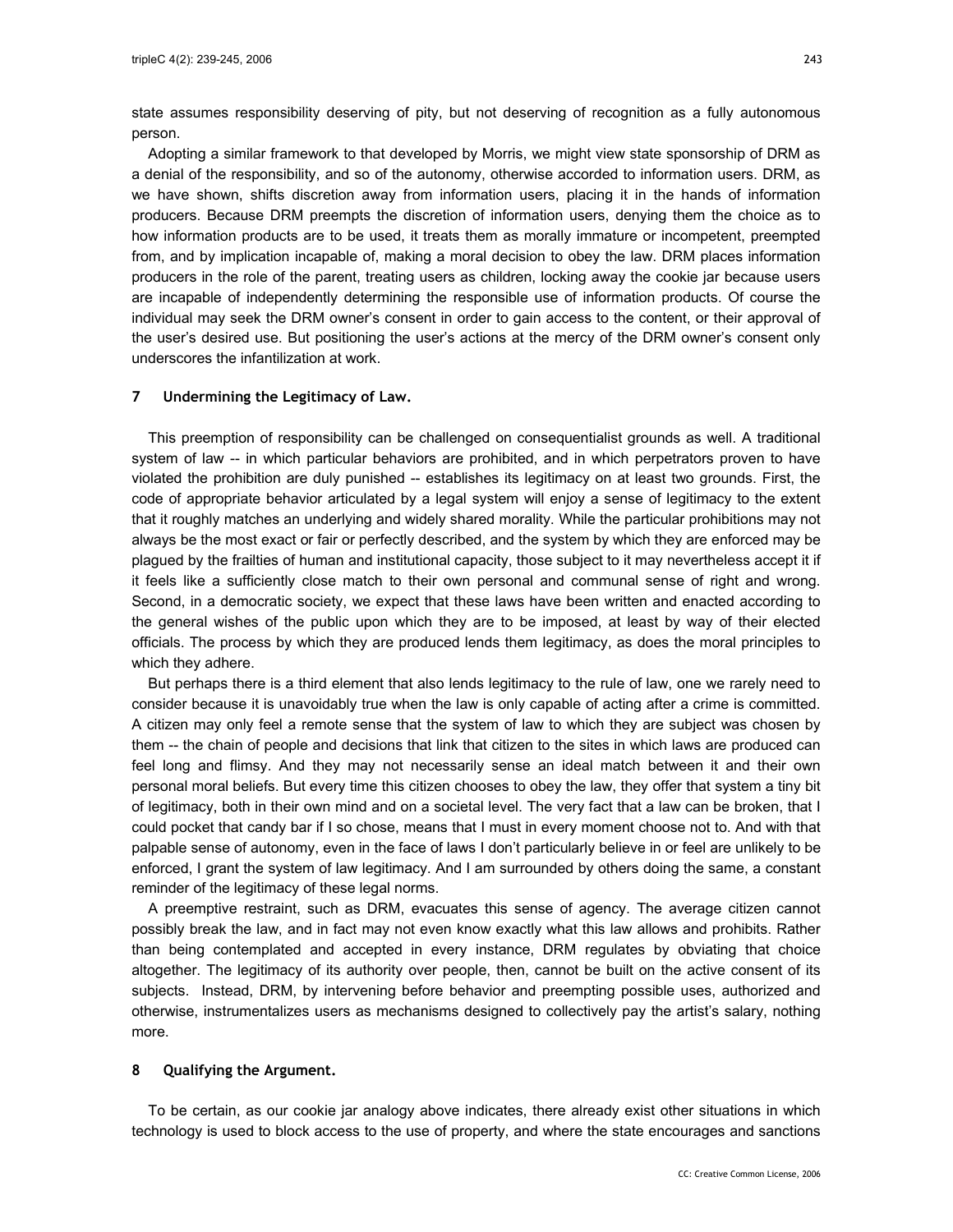state assumes responsibility deserving of pity, but not deserving of recognition as a fully autonomous person.

Adopting a similar framework to that developed by Morris, we might view state sponsorship of DRM as a denial of the responsibility, and so of the autonomy, otherwise accorded to information users. DRM, as we have shown, shifts discretion away from information users, placing it in the hands of information producers. Because DRM preempts the discretion of information users, denying them the choice as to how information products are to be used, it treats them as morally immature or incompetent, preempted from, and by implication incapable of, making a moral decision to obey the law. DRM places information producers in the role of the parent, treating users as children, locking away the cookie jar because users are incapable of independently determining the responsible use of information products. Of course the individual may seek the DRM owner's consent in order to gain access to the content, or their approval of the user's desired use. But positioning the user's actions at the mercy of the DRM owner's consent only underscores the infantilization at work.

## 7 Undermining the Legitimacy of Law.

This preemption of responsibility can be challenged on consequentialist grounds as well. A traditional system of law -- in which particular behaviors are prohibited, and in which perpetrators proven to have violated the prohibition are duly punished -- establishes its legitimacy on at least two grounds. First, the code of appropriate behavior articulated by a legal system will enjoy a sense of legitimacy to the extent that it roughly matches an underlying and widely shared morality. While the particular prohibitions may not always be the most exact or fair or perfectly described, and the system by which they are enforced may be plagued by the frailties of human and institutional capacity, those subject to it may nevertheless accept it if it feels like a sufficiently close match to their own personal and communal sense of right and wrong. Second, in a democratic society, we expect that these laws have been written and enacted according to the general wishes of the public upon which they are to be imposed, at least by way of their elected officials. The process by which they are produced lends them legitimacy, as does the moral principles to which they adhere.

But perhaps there is a third element that also lends legitimacy to the rule of law, one we rarely need to consider because it is unavoidably true when the law is only capable of acting after a crime is committed. A citizen may only feel a remote sense that the system of law to which they are subject was chosen by them -- the chain of people and decisions that link that citizen to the sites in which laws are produced can feel long and flimsy. And they may not necessarily sense an ideal match between it and their own personal moral beliefs. But every time this citizen chooses to obey the law, they offer that system a tiny bit of legitimacy, both in their own mind and on a societal level. The very fact that a law can be broken, that I could pocket that candy bar if I so chose, means that I must in every moment choose not to. And with that palpable sense of autonomy, even in the face of laws I don't particularly believe in or feel are unlikely to be enforced, I grant the system of law legitimacy. And I am surrounded by others doing the same, a constant reminder of the legitimacy of these legal norms.

A preemptive restraint, such as DRM, evacuates this sense of agency. The average citizen cannot possibly break the law, and in fact may not even know exactly what this law allows and prohibits. Rather than being contemplated and accepted in every instance, DRM regulates by obviating that choice altogether. The legitimacy of its authority over people, then, cannot be built on the active consent of its subjects. Instead, DRM, by intervening before behavior and preempting possible uses, authorized and otherwise, instrumentalizes users as mechanisms designed to collectively pay the artist's salary, nothing more.

## 8 Qualifying the Argument.

To be certain, as our cookie jar analogy above indicates, there already exist other situations in which technology is used to block access to the use of property, and where the state encourages and sanctions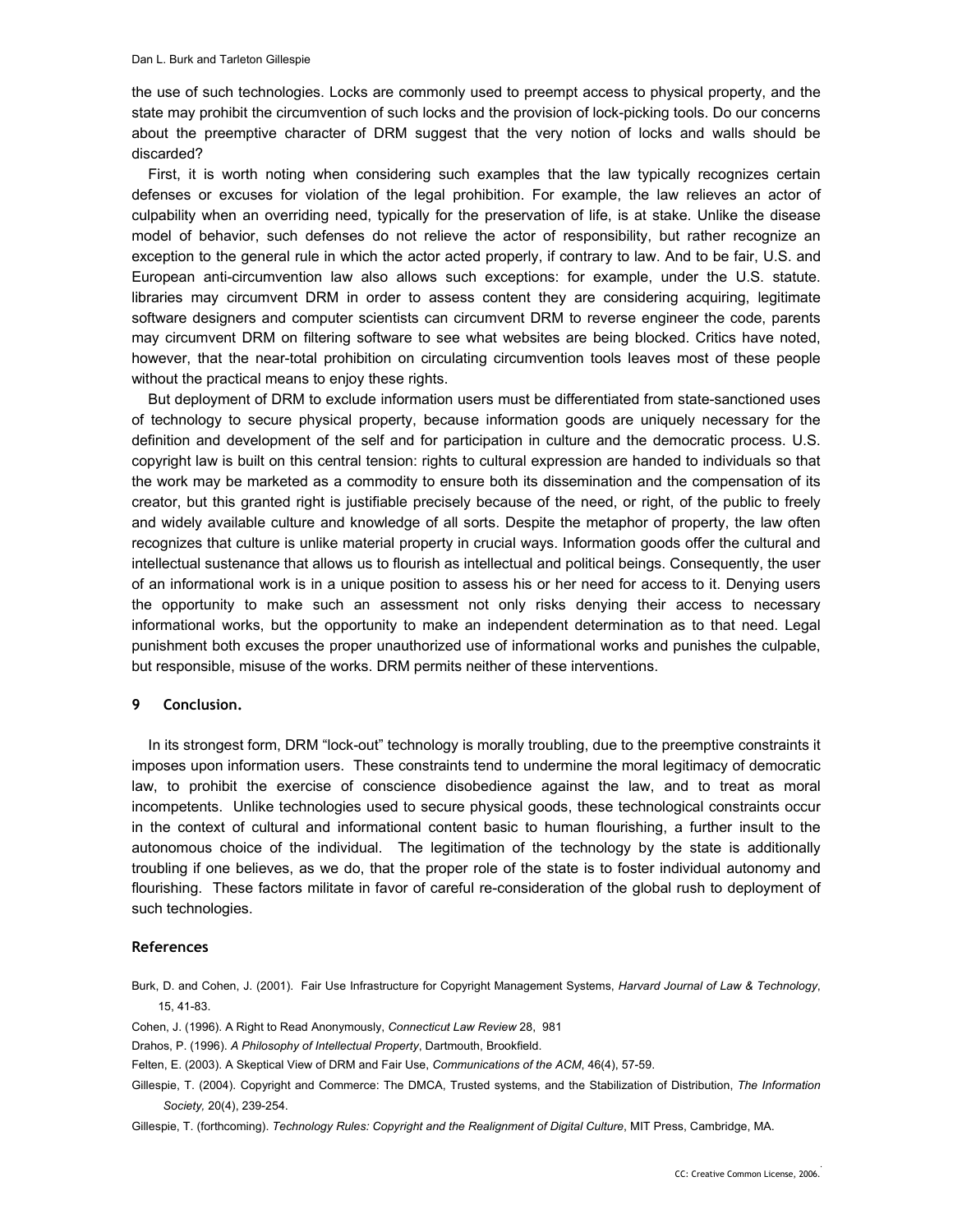the use of such technologies. Locks are commonly used to preempt access to physical property, and the state may prohibit the circumvention of such locks and the provision of lock-picking tools. Do our concerns about the preemptive character of DRM suggest that the very notion of locks and walls should be discarded?

First, it is worth noting when considering such examples that the law typically recognizes certain defenses or excuses for violation of the legal prohibition. For example, the law relieves an actor of culpability when an overriding need, typically for the preservation of life, is at stake. Unlike the disease model of behavior, such defenses do not relieve the actor of responsibility, but rather recognize an exception to the general rule in which the actor acted properly, if contrary to law. And to be fair, U.S. and European anti-circumvention law also allows such exceptions: for example, under the U.S. statute. libraries may circumvent DRM in order to assess content they are considering acquiring, legitimate software designers and computer scientists can circumvent DRM to reverse engineer the code, parents may circumvent DRM on filtering software to see what websites are being blocked. Critics have noted, however, that the near-total prohibition on circulating circumvention tools leaves most of these people without the practical means to enjoy these rights.

But deployment of DRM to exclude information users must be differentiated from state-sanctioned uses of technology to secure physical property, because information goods are uniquely necessary for the definition and development of the self and for participation in culture and the democratic process. U.S. copyright law is built on this central tension: rights to cultural expression are handed to individuals so that the work may be marketed as a commodity to ensure both its dissemination and the compensation of its creator, but this granted right is justifiable precisely because of the need, or right, of the public to freely and widely available culture and knowledge of all sorts. Despite the metaphor of property, the law often recognizes that culture is unlike material property in crucial ways. Information goods offer the cultural and intellectual sustenance that allows us to flourish as intellectual and political beings. Consequently, the user of an informational work is in a unique position to assess his or her need for access to it. Denying users the opportunity to make such an assessment not only risks denying their access to necessary informational works, but the opportunity to make an independent determination as to that need. Legal punishment both excuses the proper unauthorized use of informational works and punishes the culpable, but responsible, misuse of the works. DRM permits neither of these interventions.

## 9 Conclusion.

In its strongest form, DRM "lock-out" technology is morally troubling, due to the preemptive constraints it imposes upon information users. These constraints tend to undermine the moral legitimacy of democratic law, to prohibit the exercise of conscience disobedience against the law, and to treat as moral incompetents. Unlike technologies used to secure physical goods, these technological constraints occur in the context of cultural and informational content basic to human flourishing, a further insult to the autonomous choice of the individual. The legitimation of the technology by the state is additionally troubling if one believes, as we do, that the proper role of the state is to foster individual autonomy and flourishing. These factors militate in favor of careful re-consideration of the global rush to deployment of such technologies.

## References

Burk, D. and Cohen, J. (2001). Fair Use Infrastructure for Copyright Management Systems, *Harvard Journal of Law & Technology*, 15, 41-83.

Cohen, J. (1996). A Right to Read Anonymously, *Connecticut Law Review* 28, 981

Drahos, P. (1996). *A Philosophy of Intellectual Property*, Dartmouth, Brookfield.

Felten, E. (2003). A Skeptical View of DRM and Fair Use, *Communications of the ACM*, 46(4), 57-59.

Gillespie, T. (2004). Copyright and Commerce: The DMCA, Trusted systems, and the Stabilization of Distribution, *The Information Society,* 20(4), 239-254.

Gillespie, T. (forthcoming). *Technology Rules: Copyright and the Realignment of Digital Culture*, MIT Press, Cambridge, MA.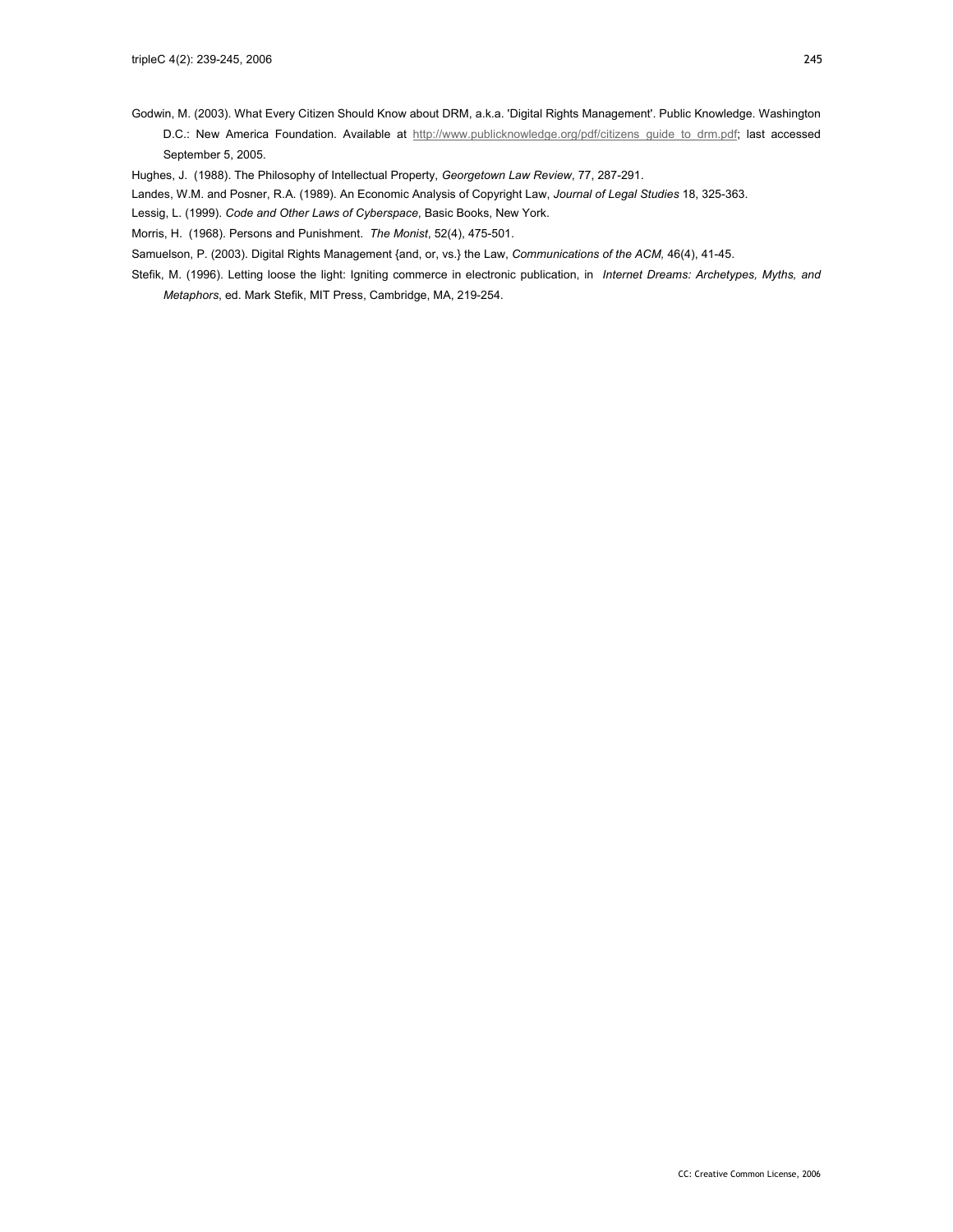Godwin, M. (2003). What Every Citizen Should Know about DRM, a.k.a. 'Digital Rights Management'. Public Knowledge. Washington D.C.: New America Foundation. Available at http://www.publicknowledge.org/pdf/citizens_guide_to_drm.pdf; last accessed September 5, 2005.

Hughes, J. (1988). The Philosophy of Intellectual Property, *Georgetown Law Review*, 77, 287-291.

Landes, W.M. and Posner, R.A. (1989). An Economic Analysis of Copyright Law, *Journal of Legal Studies* 18, 325-363.

Lessig, L. (1999). *Code and Other Laws of Cyberspace*, Basic Books, New York.

Morris, H. (1968). Persons and Punishment. *The Monist*, 52(4), 475-501.

Samuelson, P. (2003). Digital Rights Management {and, or, vs.} the Law, *Communications of the ACM,* 46(4), 41-45.

Stefik, M. (1996). Letting loose the light: Igniting commerce in electronic publication, in *Internet Dreams: Archetypes, Myths, and Metaphors*, ed. Mark Stefik, MIT Press, Cambridge, MA, 219-254.